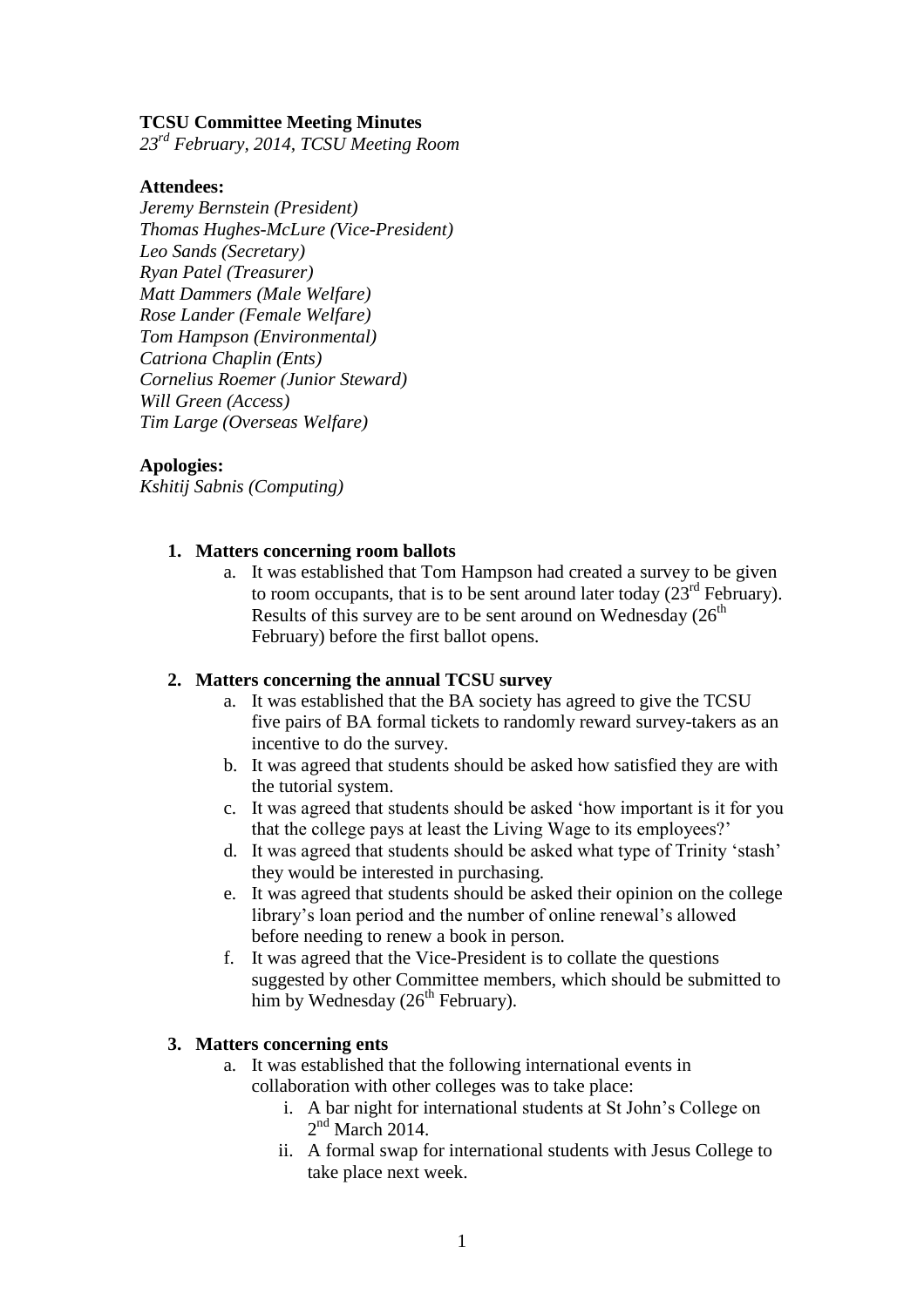**TCSU Committee Meeting Minutes**

*23rd February, 2014, TCSU Meeting Room*

**Attendees:**

*Jeremy Bernstein (President)*
*Thomas Hughes-McLure (Vice-President)*
*Leo Sands (Secretary)*
*Ryan Patel (Treasurer)*
*Matt Dammers (Male Welfare)*
*Rose Lander (Female Welfare)*
*Tom Hampson (Environmental)*
*Catriona Chaplin (Ents)*
*Cornelius Roemer (Junior Steward)*
*Will Green (Access)*
*Tim Large (Overseas Welfare)*

**Apologies:**

*Kshitij Sabnis (Computing)*

1. **Matters concerning room ballots**
   a. It was established that Tom Hampson had created a survey to be given to room occupants, that is to be sent around later today (23rd February). Results of this survey are to be sent around on Wednesday (26th February) before the first ballot opens.

2. **Matters concerning the annual TCSU survey**
   a. It was established that the BA society has agreed to give the TCSU five pairs of BA formal tickets to randomly reward survey-takers as an incentive to do the survey.
   b. It was agreed that students should be asked how satisfied they are with the tutorial system.
   c. It was agreed that students should be asked 'how important is it for you that the college pays at least the Living Wage to its employees?'
   d. It was agreed that students should be asked what type of Trinity 'stash' they would be interested in purchasing.
   e. It was agreed that students should be asked their opinion on the college library's loan period and the number of online renewal's allowed before needing to renew a book in person.
   f. It was agreed that the Vice-President is to collate the questions suggested by other Committee members, which should be submitted to him by Wednesday (26th February).

3. **Matters concerning ents**
   a. It was established that the following international events in collaboration with other colleges was to take place:
      i. A bar night for international students at St John's College on 2nd March 2014.
      ii. A formal swap for international students with Jesus College to take place next week.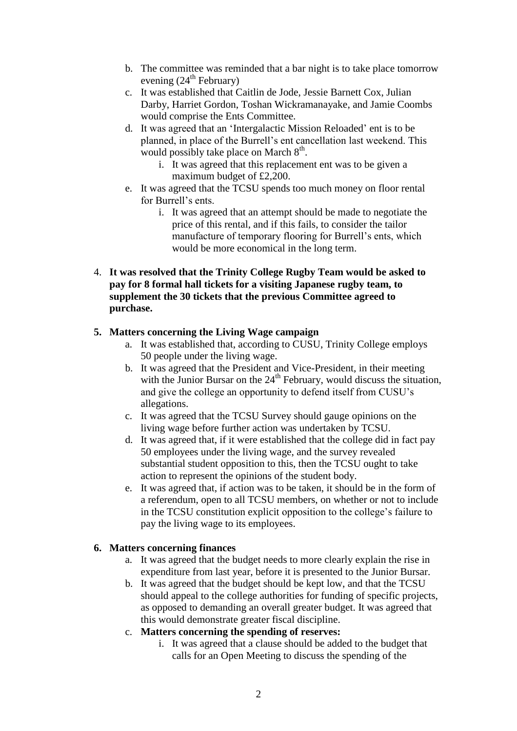b. The committee was reminded that a bar night is to take place tomorrow evening (24th February)
c. It was established that Caitlin de Jode, Jessie Barnett Cox, Julian Darby, Harriet Gordon, Toshan Wickramanayake, and Jamie Coombs would comprise the Ents Committee.
d. It was agreed that an 'Intergalactic Mission Reloaded' ent is to be planned, in place of the Burrell's ent cancellation last weekend. This would possibly take place on March 8th.
    i. It was agreed that this replacement ent was to be given a maximum budget of £2,200.
e. It was agreed that the TCSU spends too much money on floor rental for Burrell's ents.
    i. It was agreed that an attempt should be made to negotiate the price of this rental, and if this fails, to consider the tailor manufacture of temporary flooring for Burrell's ents, which would be more economical in the long term.

4. **It was resolved that the Trinity College Rugby Team would be asked to pay for 8 formal hall tickets for a visiting Japanese rugby team, to supplement the 30 tickets that the previous Committee agreed to purchase.**

5. **Matters concerning the Living Wage campaign**
    a. It was established that, according to CUSU, Trinity College employs 50 people under the living wage.
    b. It was agreed that the President and Vice-President, in their meeting with the Junior Bursar on the 24th February, would discuss the situation, and give the college an opportunity to defend itself from CUSU's allegations.
    c. It was agreed that the TCSU Survey should gauge opinions on the living wage before further action was undertaken by TCSU.
    d. It was agreed that, if it were established that the college did in fact pay 50 employees under the living wage, and the survey revealed substantial student opposition to this, then the TCSU ought to take action to represent the opinions of the student body.
    e. It was agreed that, if action was to be taken, it should be in the form of a referendum, open to all TCSU members, on whether or not to include in the TCSU constitution explicit opposition to the college's failure to pay the living wage to its employees.

6. **Matters concerning finances**
    a. It was agreed that the budget needs to more clearly explain the rise in expenditure from last year, before it is presented to the Junior Bursar.
    b. It was agreed that the budget should be kept low, and that the TCSU should appeal to the college authorities for funding of specific projects, as opposed to demanding an overall greater budget. It was agreed that this would demonstrate greater fiscal discipline.
    c. **Matters concerning the spending of reserves:**
        i. It was agreed that a clause should be added to the budget that calls for an Open Meeting to discuss the spending of the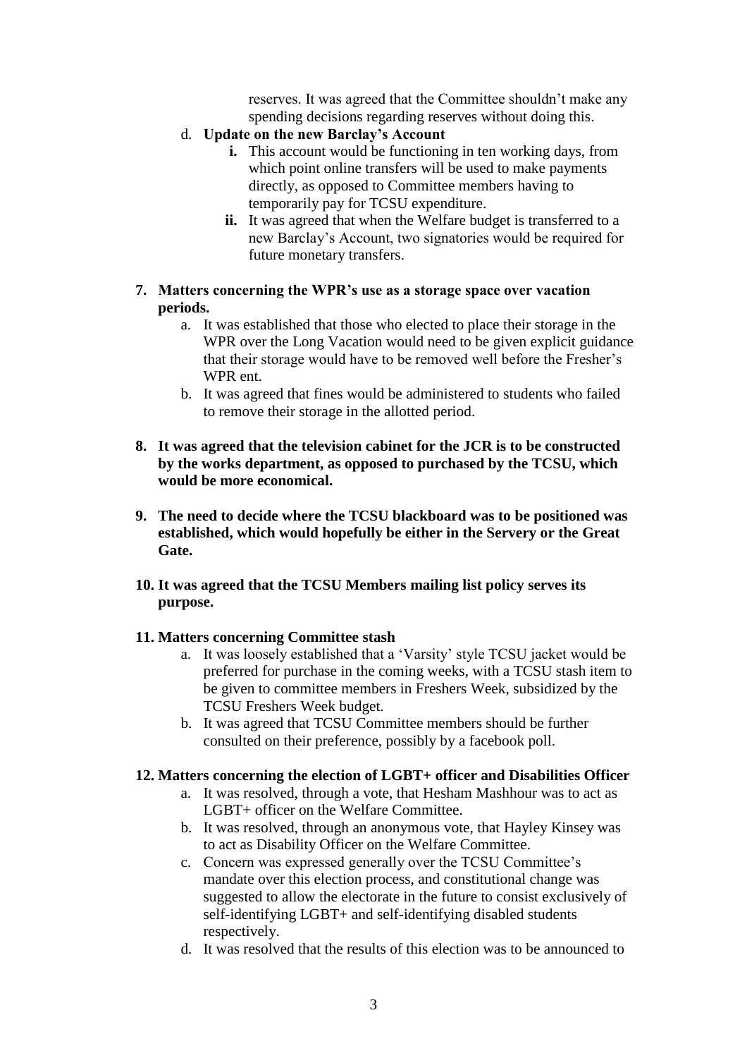reserves. It was agreed that the Committee shouldn't make any spending decisions regarding reserves without doing this.

d. **Update on the new Barclay's Account**
    - **i.** This account would be functioning in ten working days, from which point online transfers will be used to make payments directly, as opposed to Committee members having to temporarily pay for TCSU expenditure.
    - **ii.** It was agreed that when the Welfare budget is transferred to a new Barclay's Account, two signatories would be required for future monetary transfers.

**7. Matters concerning the WPR's use as a storage space over vacation periods.**

a. It was established that those who elected to place their storage in the WPR over the Long Vacation would need to be given explicit guidance that their storage would have to be removed well before the Fresher's WPR ent.

b. It was agreed that fines would be administered to students who failed to remove their storage in the allotted period.

**8. It was agreed that the television cabinet for the JCR is to be constructed by the works department, as opposed to purchased by the TCSU, which would be more economical.**

**9. The need to decide where the TCSU blackboard was to be positioned was established, which would hopefully be either in the Servery or the Great Gate.**

**10. It was agreed that the TCSU Members mailing list policy serves its purpose.**

**11. Matters concerning Committee stash**

a. It was loosely established that a 'Varsity' style TCSU jacket would be preferred for purchase in the coming weeks, with a TCSU stash item to be given to committee members in Freshers Week, subsidized by the TCSU Freshers Week budget.

b. It was agreed that TCSU Committee members should be further consulted on their preference, possibly by a facebook poll.

**12. Matters concerning the election of LGBT+ officer and Disabilities Officer**

a. It was resolved, through a vote, that Hesham Mashhour was to act as LGBT+ officer on the Welfare Committee.

b. It was resolved, through an anonymous vote, that Hayley Kinsey was to act as Disability Officer on the Welfare Committee.

c. Concern was expressed generally over the TCSU Committee's mandate over this election process, and constitutional change was suggested to allow the electorate in the future to consist exclusively of self-identifying LGBT+ and self-identifying disabled students respectively.

d. It was resolved that the results of this election was to be announced to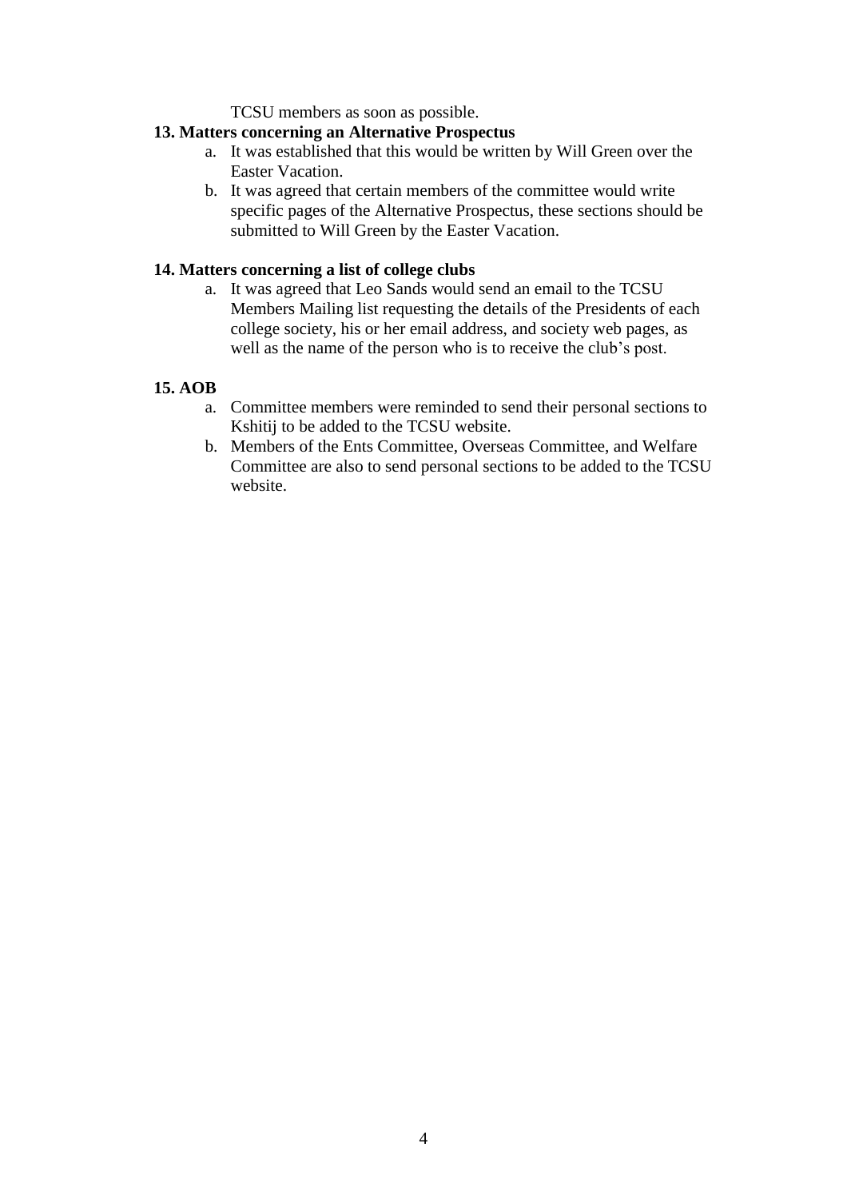TCSU members as soon as possible.

**13. Matters concerning an Alternative Prospectus**

a. It was established that this would be written by Will Green over the Easter Vacation.
b. It was agreed that certain members of the committee would write specific pages of the Alternative Prospectus, these sections should be submitted to Will Green by the Easter Vacation.

**14. Matters concerning a list of college clubs**

a. It was agreed that Leo Sands would send an email to the TCSU Members Mailing list requesting the details of the Presidents of each college society, his or her email address, and society web pages, as well as the name of the person who is to receive the club's post.

**15. AOB**

a. Committee members were reminded to send their personal sections to Kshitij to be added to the TCSU website.
b. Members of the Ents Committee, Overseas Committee, and Welfare Committee are also to send personal sections to be added to the TCSU website.